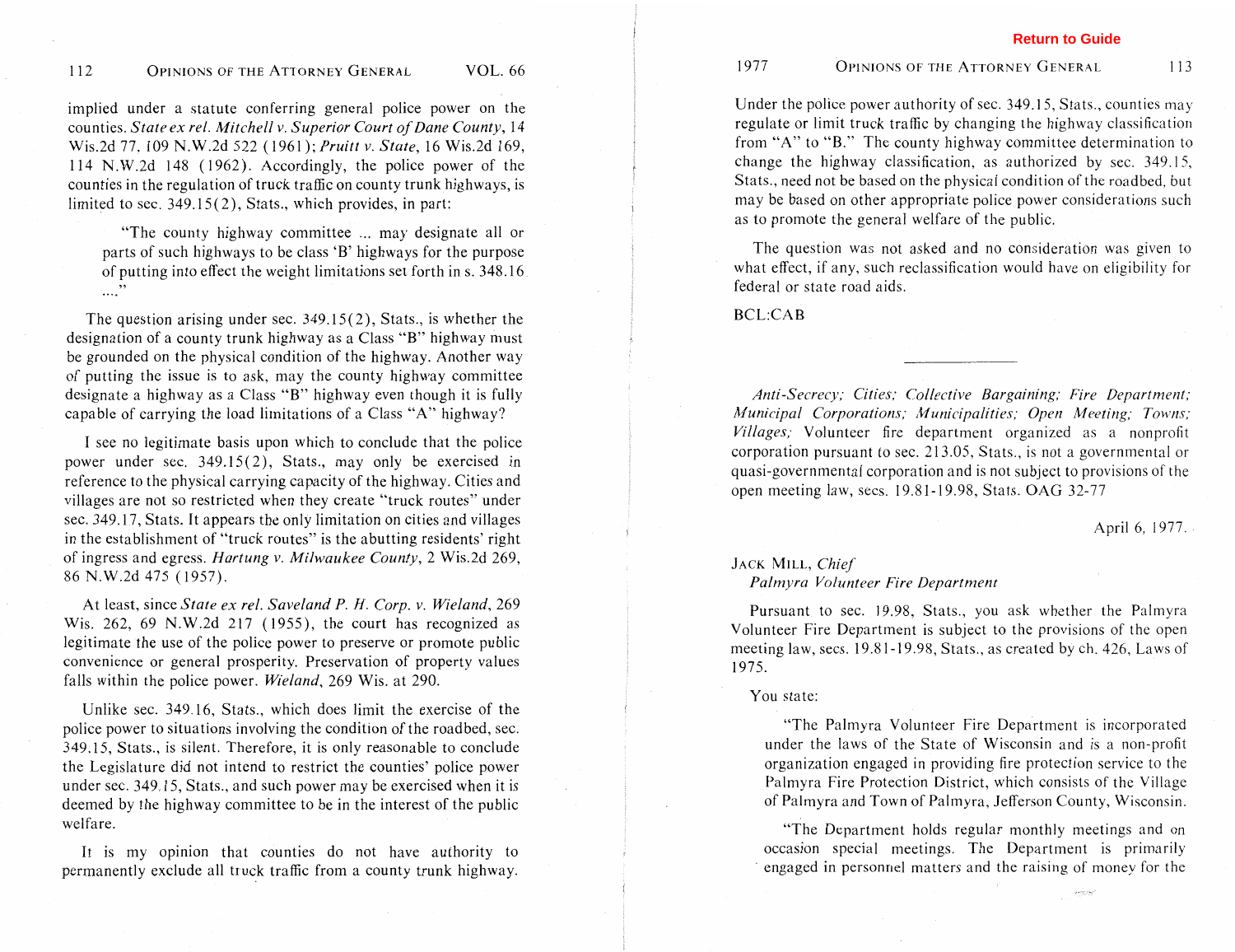implied under a statute conferring general police power on the counties. *State ex rel. Mitchell v. Superior Court of Dane County*, 14 Wis.2d 77, 109 N.W.2d 522 (1961); *Pruitt v. State*, 16 Wis.2d 169, 114 N.W.2d 148 (1962). Accordingly, the police power of the counties in the regulation of truck traffic on county trunk highways, is limited to sec. 349.15(2), Stats., which provides, in part:

> "The county highway committee ... may designate all or parts of such highways to be class 'B' highways for the purpose of putting into effect the weight limitations set forth in s. 348.16 ...."

The question arising under sec. 349.15(2), Stats., is whether the designation of a county trunk highway as a Class "B" highway must be grounded on the physical condition of the highway. Another way of putting the issue is to ask, may the county highway committee designate a highway as a Class "B" highway even though it is fully capable of carrying the load limitations of a Class "A" highway?

I see no legitimate basis upon which to conclude that the police power under sec. 349.15(2), Stats., may only be exercised in reference to the physical carrying capacity of the highway. Cities and villages are not so restricted when they create "truck routes" under sec. 349.17, Stats. It appears the only limitation on cities and villages in the establishment of "truck routes" is the abutting residents' right of ingress and egress. *Hartung v. Milwaukee County*, 2 Wis.2d 269, 86 N.W.2d 475 (1957).

At least, since *State ex rel. Saveland P. H. Corp. v. Wieland*, 269 Wis. 262, 69 N.W.2d 217 (1955), the court has recognized as legitimate the use of the police power to preserve or promote public convenience or general prosperity. Preservation of property values falls within the police power. *Wieland*, 269 Wis. at 290.

Unlike sec. 349.16, Stats., which does limit the exercise of the police power to situations involving the condition of the roadbed, sec. 349.15, Stats., is silent. Therefore, it is only reasonable to conclude the Legislature did not intend to restrict the counties' police power under sec. 349.15, Stats., and such power may be exercised when it is deemed by the highway committee to be in the interest of the public welfare.

It is my opinion that counties do not have authority to permanently exclude all truck traffic from a county trunk highway. Under the police power authority of sec. 349.15, Stats., counties may regulate or limit truck traffic by changing the highway classification from "A" to "B." The county highway committee determination to change the highway classification, as authorized by sec. 349.15, Stats., need not be based on the physical condition of the roadbed, but may be based on other appropriate police power considerations such as to promote the general welfare of the public.

The question was not asked and no consideration was given to what effect, if any, such reclassification would have on eligibility for federal or state road aids.

BCL:CAB

---

*Anti-Secrecy; Cities; Collective Bargaining; Fire Department; Municipal Corporations; Municipalities; Open Meeting; Towns; Villages;* Volunteer fire department organized as a nonprofit corporation pursuant to sec. 213.05, Stats., is not a governmental or quasi-governmental corporation and is not subject to provisions of the open meeting law, secs. 19.81-19.98, Stats. OAG 32-77

April 6, 1977.

JACK MILL, *Chief*
*Palmyra Volunteer Fire Department*

Pursuant to sec. 19.98, Stats., you ask whether the Palmyra Volunteer Fire Department is subject to the provisions of the open meeting law, secs. 19.81-19.98, Stats., as created by ch. 426, Laws of 1975.

You state:

> "The Palmyra Volunteer Fire Department is incorporated under the laws of the State of Wisconsin and is a non-profit organization engaged in providing fire protection service to the Palmyra Fire Protection District, which consists of the Village of Palmyra and Town of Palmyra, Jefferson County, Wisconsin.
>
> "The Department holds regular monthly meetings and on occasion special meetings. The Department is primarily engaged in personnel matters and the raising of money for the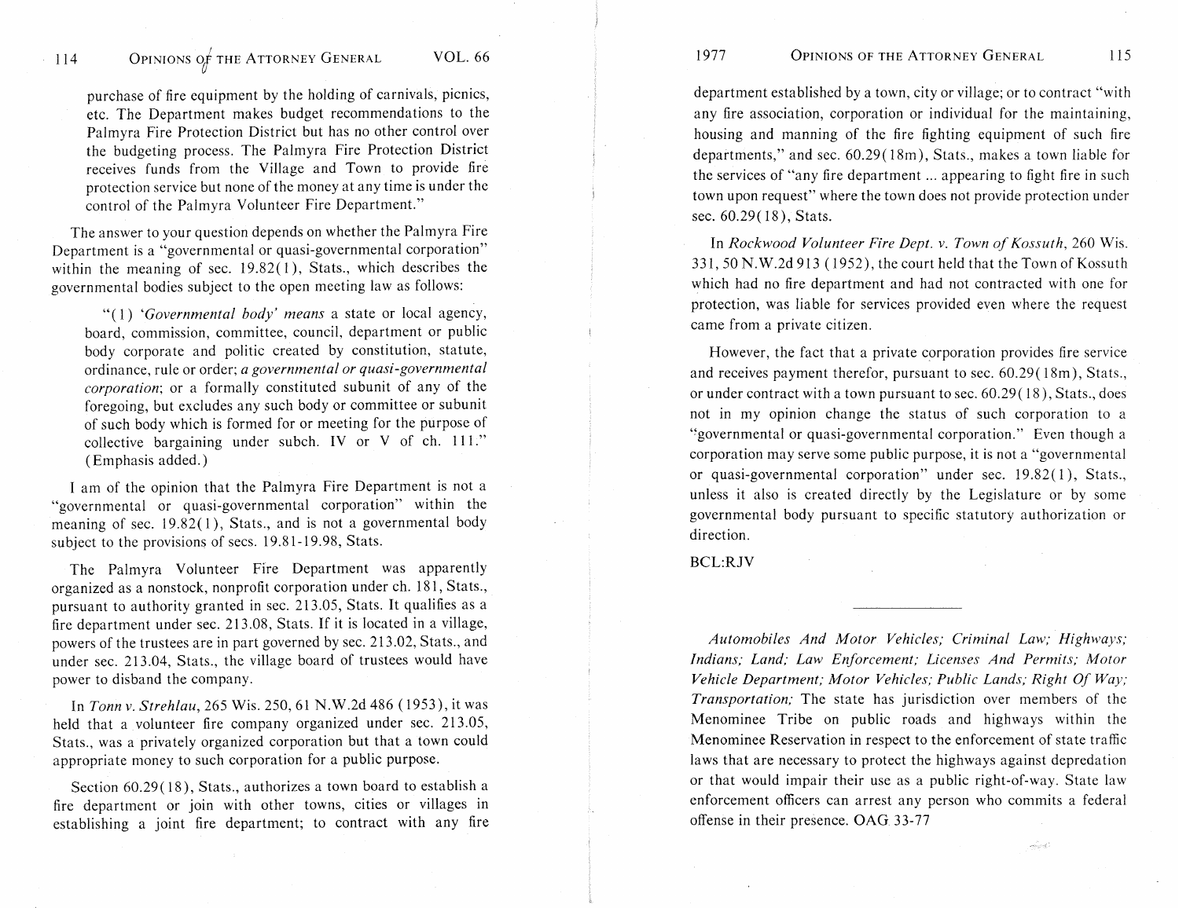purchase of fire equipment by the holding of carnivals, picnics, etc. The Department makes budget recommendations to the Palmyra Fire Protection District but has no other control over the budgeting process. The Palmyra Fire Protection District receives funds from the Village and Town to provide fire protection service but none of the money at any time is under the control of the Palmyra Volunteer Fire Department."

The answer to your question depends on whether the Palmyra Fire Department is a "governmental or quasi-governmental corporation" within the meaning of sec. 19.82(1), Stats., which describes the governmental bodies subject to the open meeting law as follows:

> "(1) *'Governmental body' means* a state or local agency, board, commission, committee, council, department or public body corporate and politic created by constitution, statute, ordinance, rule or order; *a governmental or quasi-governmental corporation*; or a formally constituted subunit of any of the foregoing, but excludes any such body or committee or subunit of such body which is formed for or meeting for the purpose of collective bargaining under subch. IV or V of ch. 111." (Emphasis added.)

I am of the opinion that the Palmyra Fire Department is not a "governmental or quasi-governmental corporation" within the meaning of sec. 19.82(1), Stats., and is not a governmental body subject to the provisions of secs. 19.81-19.98, Stats.

The Palmyra Volunteer Fire Department was apparently organized as a nonstock, nonprofit corporation under ch. 181, Stats., pursuant to authority granted in sec. 213.05, Stats. It qualifies as a fire department under sec. 213.08, Stats. If it is located in a village, powers of the trustees are in part governed by sec. 213.02, Stats., and under sec. 213.04, Stats., the village board of trustees would have power to disband the company.

In *Tonn v. Strehlau*, 265 Wis. 250, 61 N.W.2d 486 (1953), it was held that a volunteer fire company organized under sec. 213.05, Stats., was a privately organized corporation but that a town could appropriate money to such corporation for a public purpose.

Section 60.29(18), Stats., authorizes a town board to establish a fire department or join with other towns, cities or villages in establishing a joint fire department; to contract with any fire department established by a town, city or village; or to contract "with any fire association, corporation or individual for the maintaining, housing and manning of the fire fighting equipment of such fire departments," and sec. 60.29(18m), Stats., makes a town liable for the services of "any fire department ... appearing to fight fire in such town upon request" where the town does not provide protection under sec. 60.29(18), Stats.

In *Rockwood Volunteer Fire Dept. v. Town of Kossuth*, 260 Wis. 331, 50 N.W.2d 913 (1952), the court held that the Town of Kossuth which had no fire department and had not contracted with one for protection, was liable for services provided even where the request came from a private citizen.

However, the fact that a private corporation provides fire service and receives payment therefor, pursuant to sec. 60.29(18m), Stats., or under contract with a town pursuant to sec. 60.29(18), Stats., does not in my opinion change the status of such corporation to a "governmental or quasi-governmental corporation." Even though a corporation may serve some public purpose, it is not a "governmental or quasi-governmental corporation" under sec. 19.82(1), Stats., unless it also is created directly by the Legislature or by some governmental body pursuant to specific statutory authorization or direction.

BCL:RJV

---

*Automobiles And Motor Vehicles; Criminal Law; Highways; Indians; Land; Law Enforcement; Licenses And Permits; Motor Vehicle Department; Motor Vehicles; Public Lands; Right Of Way; Transportation;* The state has jurisdiction over members of the Menominee Tribe on public roads and highways within the Menominee Reservation in respect to the enforcement of state traffic laws that are necessary to protect the highways against depredation or that would impair their use as a public right-of-way. State law enforcement officers can arrest any person who commits a federal offense in their presence. OAG 33-77